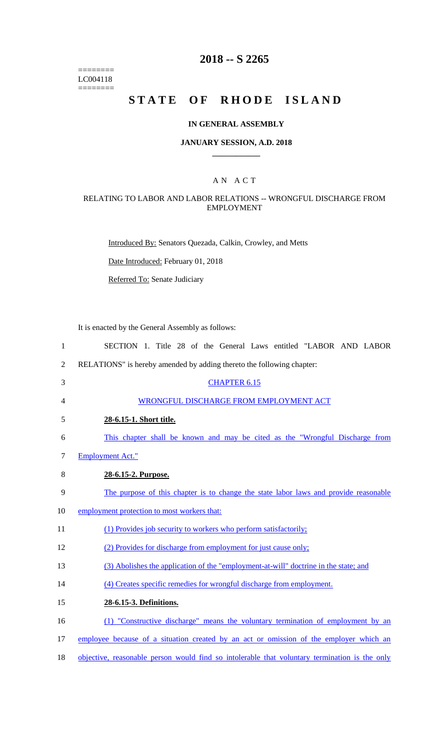========
LC004118
========

# 2018 -- S 2265

# STATE OF RHODE ISLAND

## IN GENERAL ASSEMBLY

## JANUARY SESSION, A.D. 2018

### A N A C T

### RELATING TO LABOR AND LABOR RELATIONS -- WRONGFUL DISCHARGE FROM EMPLOYMENT

Introduced By: Senators Quezada, Calkin, Crowley, and Metts

Date Introduced: February 01, 2018

Referred To: Senate Judiciary

It is enacted by the General Assembly as follows:

1 SECTION 1. Title 28 of the General Laws entitled "LABOR AND LABOR
2 RELATIONS" is hereby amended by adding thereto the following chapter:
3 CHAPTER 6.15
4 WRONGFUL DISCHARGE FROM EMPLOYMENT ACT
5 **28-6.15-1. Short title.**
6 This chapter shall be known and may be cited as the "Wrongful Discharge from
7 Employment Act."
8 **28-6.15-2. Purpose.**
9 The purpose of this chapter is to change the state labor laws and provide reasonable
10 employment protection to most workers that:
11 (1) Provides job security to workers who perform satisfactorily;
12 (2) Provides for discharge from employment for just cause only;
13 (3) Abolishes the application of the "employment-at-will" doctrine in the state; and
14 (4) Creates specific remedies for wrongful discharge from employment.
15 **28-6.15-3. Definitions.**
16 (1) "Constructive discharge" means the voluntary termination of employment by an
17 employee because of a situation created by an act or omission of the employer which an
18 objective, reasonable person would find so intolerable that voluntary termination is the only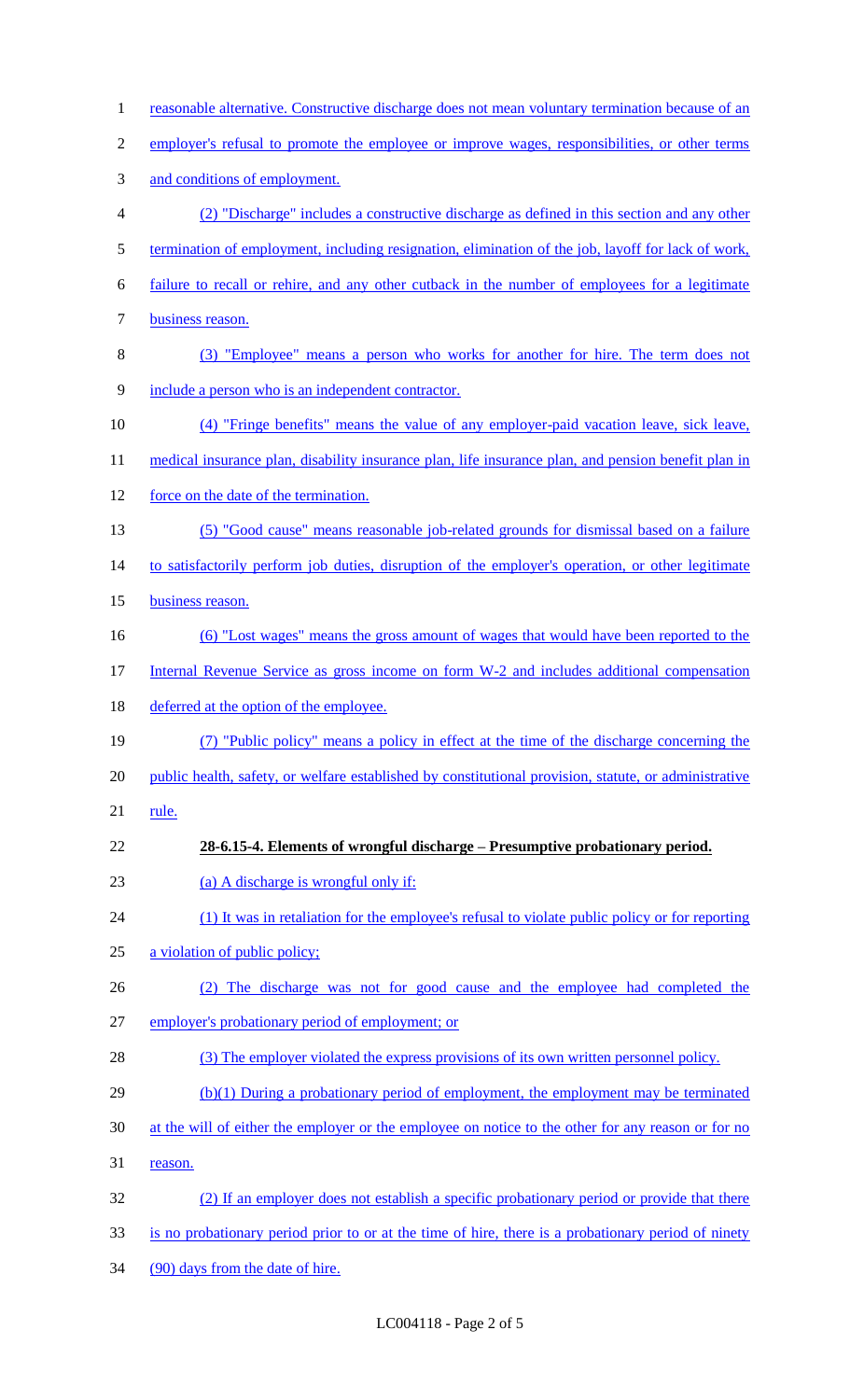reasonable alternative. Constructive discharge does not mean voluntary termination because of an employer's refusal to promote the employee or improve wages, responsibilities, or other terms and conditions of employment.

(2) "Discharge" includes a constructive discharge as defined in this section and any other termination of employment, including resignation, elimination of the job, layoff for lack of work, failure to recall or rehire, and any other cutback in the number of employees for a legitimate business reason.

(3) "Employee" means a person who works for another for hire. The term does not include a person who is an independent contractor.

(4) "Fringe benefits" means the value of any employer-paid vacation leave, sick leave, medical insurance plan, disability insurance plan, life insurance plan, and pension benefit plan in force on the date of the termination.

(5) "Good cause" means reasonable job-related grounds for dismissal based on a failure to satisfactorily perform job duties, disruption of the employer's operation, or other legitimate business reason.

(6) "Lost wages" means the gross amount of wages that would have been reported to the Internal Revenue Service as gross income on form W-2 and includes additional compensation deferred at the option of the employee.

(7) "Public policy" means a policy in effect at the time of the discharge concerning the public health, safety, or welfare established by constitutional provision, statute, or administrative rule.

**28-6.15-4. Elements of wrongful discharge – Presumptive probationary period.**

(a) A discharge is wrongful only if:

(1) It was in retaliation for the employee's refusal to violate public policy or for reporting a violation of public policy;

(2) The discharge was not for good cause and the employee had completed the employer's probationary period of employment; or

(3) The employer violated the express provisions of its own written personnel policy.

(b)(1) During a probationary period of employment, the employment may be terminated at the will of either the employer or the employee on notice to the other for any reason or for no reason.

(2) If an employer does not establish a specific probationary period or provide that there is no probationary period prior to or at the time of hire, there is a probationary period of ninety (90) days from the date of hire.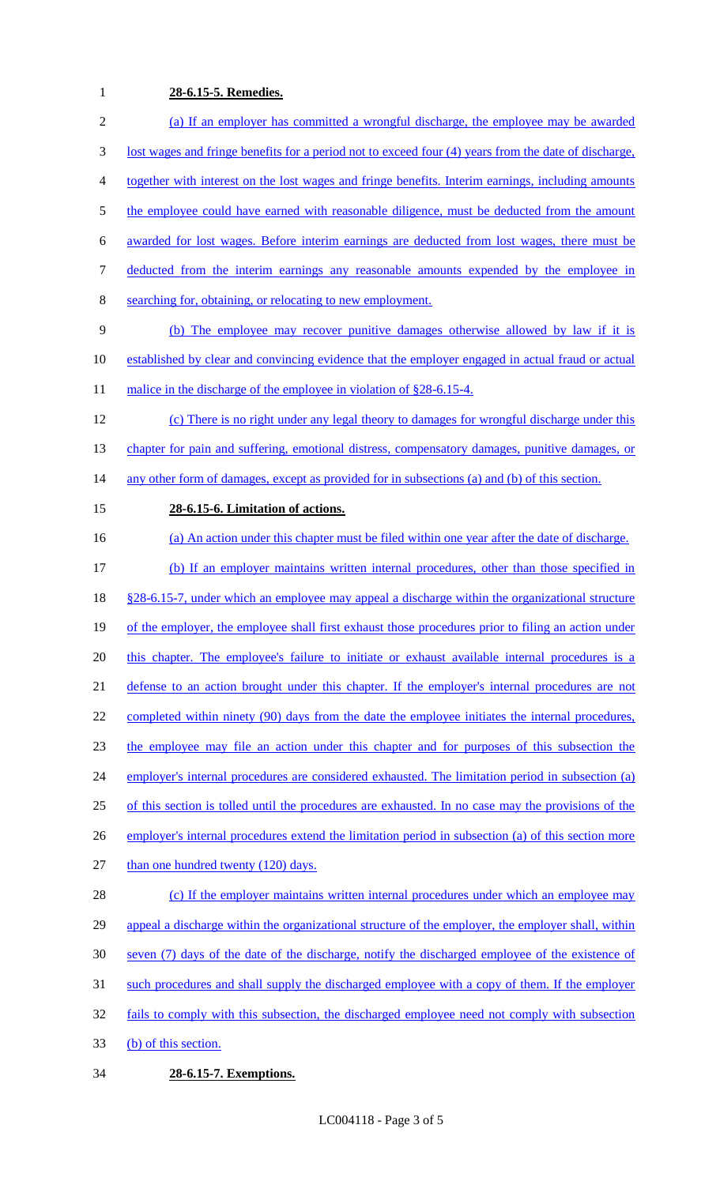**28-6.15-5. Remedies.**

(a) If an employer has committed a wrongful discharge, the employee may be awarded lost wages and fringe benefits for a period not to exceed four (4) years from the date of discharge, together with interest on the lost wages and fringe benefits. Interim earnings, including amounts the employee could have earned with reasonable diligence, must be deducted from the amount awarded for lost wages. Before interim earnings are deducted from lost wages, there must be deducted from the interim earnings any reasonable amounts expended by the employee in searching for, obtaining, or relocating to new employment.

(b) The employee may recover punitive damages otherwise allowed by law if it is established by clear and convincing evidence that the employer engaged in actual fraud or actual malice in the discharge of the employee in violation of §28-6.15-4.

(c) There is no right under any legal theory to damages for wrongful discharge under this chapter for pain and suffering, emotional distress, compensatory damages, punitive damages, or any other form of damages, except as provided for in subsections (a) and (b) of this section.

**28-6.15-6. Limitation of actions.**

(a) An action under this chapter must be filed within one year after the date of discharge.

(b) If an employer maintains written internal procedures, other than those specified in §28-6.15-7, under which an employee may appeal a discharge within the organizational structure of the employer, the employee shall first exhaust those procedures prior to filing an action under this chapter. The employee's failure to initiate or exhaust available internal procedures is a defense to an action brought under this chapter. If the employer's internal procedures are not completed within ninety (90) days from the date the employee initiates the internal procedures, the employee may file an action under this chapter and for purposes of this subsection the employer's internal procedures are considered exhausted. The limitation period in subsection (a) of this section is tolled until the procedures are exhausted. In no case may the provisions of the employer's internal procedures extend the limitation period in subsection (a) of this section more than one hundred twenty (120) days.

(c) If the employer maintains written internal procedures under which an employee may appeal a discharge within the organizational structure of the employer, the employer shall, within seven (7) days of the date of the discharge, notify the discharged employee of the existence of such procedures and shall supply the discharged employee with a copy of them. If the employer fails to comply with this subsection, the discharged employee need not comply with subsection (b) of this section.

**28-6.15-7. Exemptions.**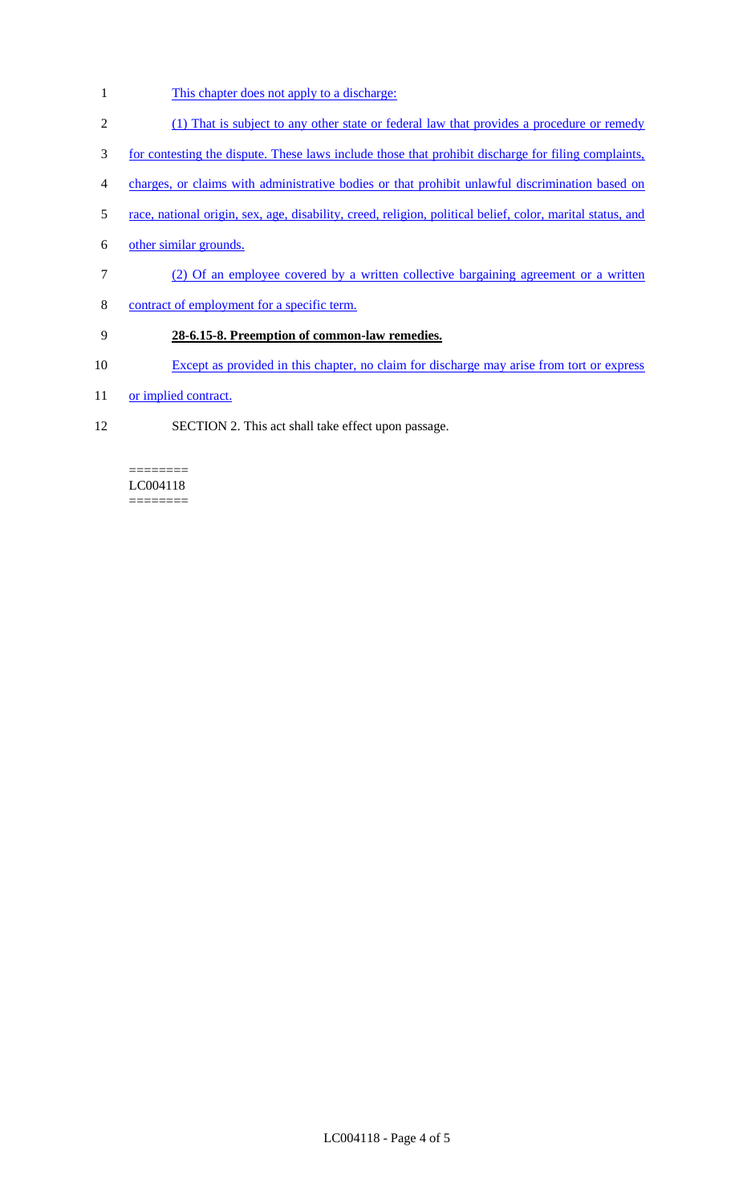This chapter does not apply to a discharge:

(1) That is subject to any other state or federal law that provides a procedure or remedy for contesting the dispute. These laws include those that prohibit discharge for filing complaints, charges, or claims with administrative bodies or that prohibit unlawful discrimination based on race, national origin, sex, age, disability, creed, religion, political belief, color, marital status, and other similar grounds.

(2) Of an employee covered by a written collective bargaining agreement or a written contract of employment for a specific term.

**28-6.15-8. Preemption of common-law remedies.**

Except as provided in this chapter, no claim for discharge may arise from tort or express or implied contract.

SECTION 2. This act shall take effect upon passage.

========
LC004118
========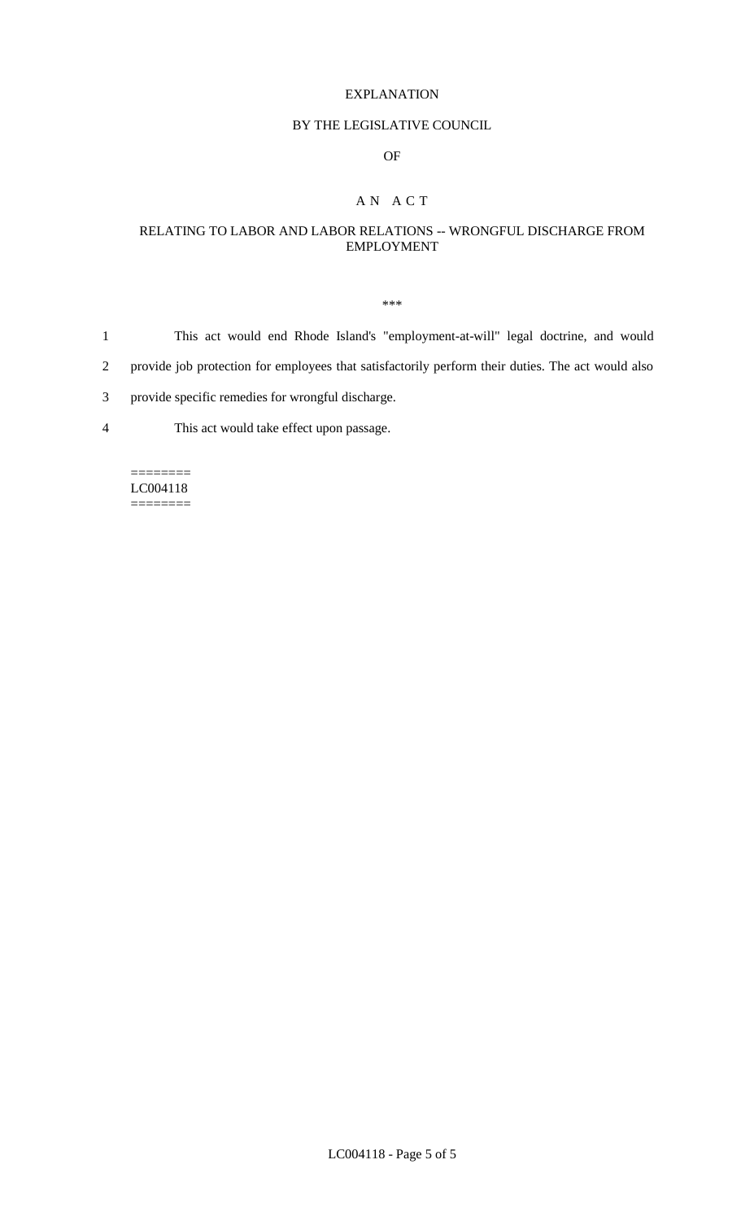EXPLANATION

BY THE LEGISLATIVE COUNCIL

OF

A N A C T

RELATING TO LABOR AND LABOR RELATIONS -- WRONGFUL DISCHARGE FROM EMPLOYMENT

\*\*\*

1 This act would end Rhode Island's "employment-at-will" legal doctrine, and would
2 provide job protection for employees that satisfactorily perform their duties. The act would also
3 provide specific remedies for wrongful discharge.
4 This act would take effect upon passage.

========
LC004118
========